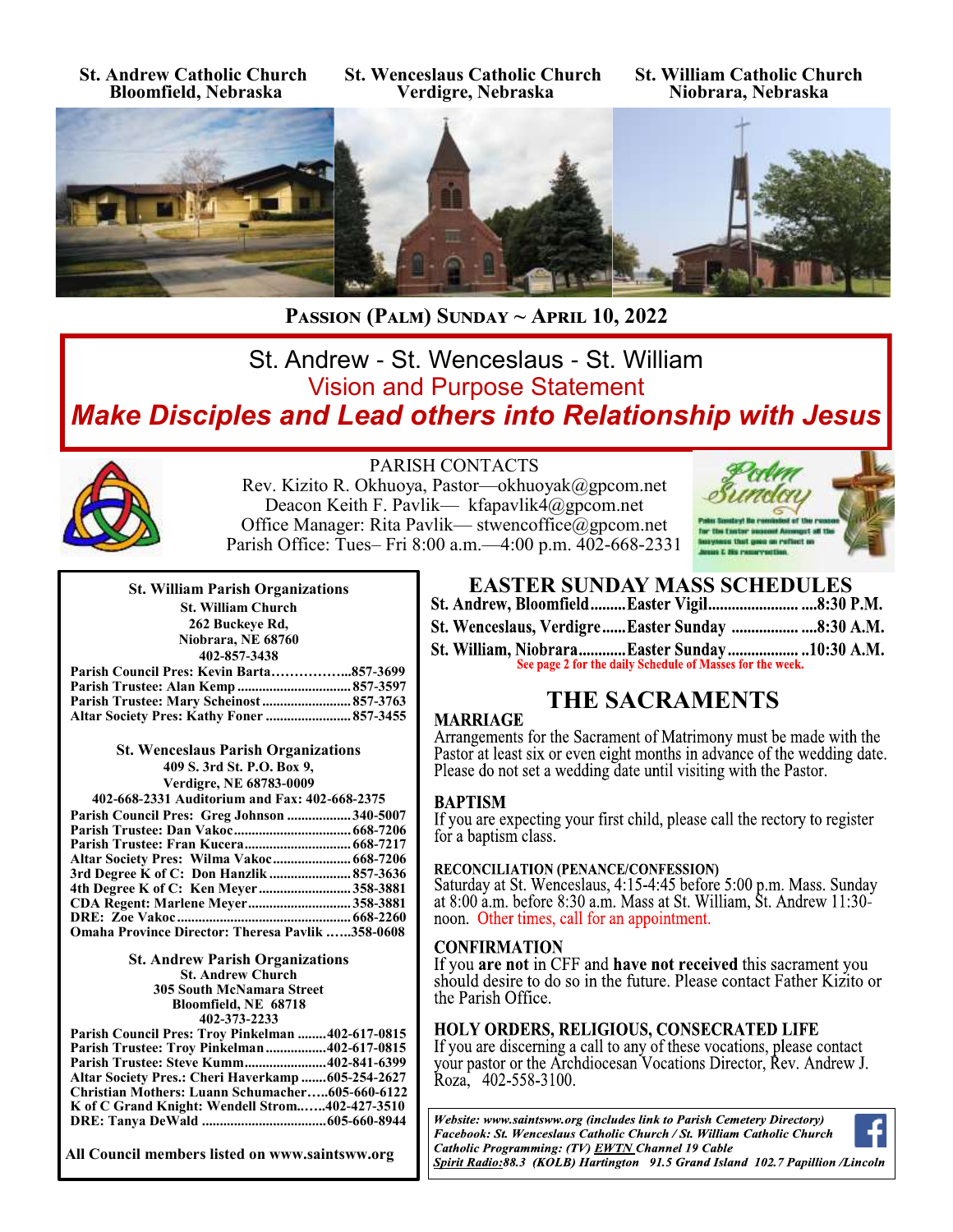**St. Andrew Catholic Church**
**Bloomfield, Nebraska**

**St. Wenceslaus Catholic Church**
**Verdigre, Nebraska**

**St. William Catholic Church**
**Niobrara, Nebraska**

## Passion (Palm) Sunday ~ April 10, 2022

# St. Andrew - St. Wenceslaus - St. William
## Vision and Purpose Statement
## *Make Disciples and Lead others into Relationship with Jesus*

PARISH CONTACTS
Rev. Kizito R. Okhuoya, Pastor—okhuoyak@gpcom.net
Deacon Keith F. Pavlik— kfapavlik4@gpcom.net
Office Manager: Rita Pavlik— stwencoffice@gpcom.net
Parish Office: Tues– Fri 8:00 a.m.—4:00 p.m. 402-668-2331

Palm Sunday
Palm Sunday! Be reminded of the reason for the Easter season! Amongst all the busyness that goes on reflect on Jesus & His resurrection.

**St. William Parish Organizations**
**St. William Church**
**262 Buckeye Rd,**
**Niobrara, NE 68760**
**402-857-3438**

**Parish Council Pres: Kevin Barta……………..857-3699**
**Parish Trustee: Alan Kemp ................................ 857-3597**
**Parish Trustee: Mary Scheinost ......................... 857-3763**
**Altar Society Pres: Kathy Foner ........................ 857-3455**

**St. Wenceslaus Parish Organizations**
**409 S. 3rd St. P.O. Box 9,**
**Verdigre, NE 68783-0009**
**402-668-2331 Auditorium and Fax: 402-668-2375**

**Parish Council Pres: Greg Johnson .................. 340-5007**
**Parish Trustee: Dan Vakoc................................. 668-7206**
**Parish Trustee: Fran Kucera.............................. 668-7217**
**Altar Society Pres: Wilma Vakoc...................... 668-7206**
**3rd Degree K of C: Don Hanzlik ....................... 857-3636**
**4th Degree K of C: Ken Meyer .......................... 358-3881**
**CDA Regent: Marlene Meyer............................. 358-3881**
**DRE: Zoe Vakoc ................................................ 668-2260**
**Omaha Province Director: Theresa Pavlik ……358-0608**

**St. Andrew Parish Organizations**
**St. Andrew Church**
**305 South McNamara Street**
**Bloomfield, NE 68718**
**402-373-2233**

**Parish Council Pres: Troy Pinkelman ........402-617-0815**
**Parish Trustee: Troy Pinkelman .................402-617-0815**
**Parish Trustee: Steve Kumm.......................402-841-6399**
**Altar Society Pres.: Cheri Haverkamp .......605-254-2627**
**Christian Mothers: Luann Schumacher…..605-660-6122**
**K of C Grand Knight: Wendell Strom..…..402-427-3510**
**DRE: Tanya DeWald ..................................605-660-8944**

**All Council members listed on www.saintsww.org**

## EASTER SUNDAY MASS SCHEDULES

**St. Andrew, Bloomfield.........Easter Vigil....................... ....8:30 P.M.**
**St. Wenceslaus, Verdigre......Easter Sunday ................. ....8:30 A.M.**
**St. William, Niobrara............Easter Sunday.................. ..10:30 A.M.**
**See page 2 for the daily Schedule of Masses for the week.**

## THE SACRAMENTS

### MARRIAGE
Arrangements for the Sacrament of Matrimony must be made with the Pastor at least six or even eight months in advance of the wedding date. Please do not set a wedding date until visiting with the Pastor.

### BAPTISM
If you are expecting your first child, please call the rectory to register for a baptism class.

### RECONCILIATION (PENANCE/CONFESSION)
Saturday at St. Wenceslaus, 4:15-4:45 before 5:00 p.m. Mass. Sunday at 8:00 a.m. before 8:30 a.m. Mass at St. William, St. Andrew 11:30-noon. Other times, call for an appointment.

### CONFIRMATION
If you **are not** in CFF and **have not received** this sacrament you should desire to do so in the future. Please contact Father Kizito or the Parish Office.

### HOLY ORDERS, RELIGIOUS, CONSECRATED LIFE
If you are discerning a call to any of these vocations, please contact your pastor or the Archdiocesan Vocations Director, Rev. Andrew J. Roza, 402-558-3100.

*Website: www.saintsww.org (includes link to Parish Cemetery Directory)*
*Facebook: St. Wenceslaus Catholic Church / St. William Catholic Church*
*Catholic Programming: (TV) EWTN Channel 19 Cable*
*Spirit Radio: 88.3 (KOLB) Hartington 91.5 Grand Island 102.7 Papillion /Lincoln*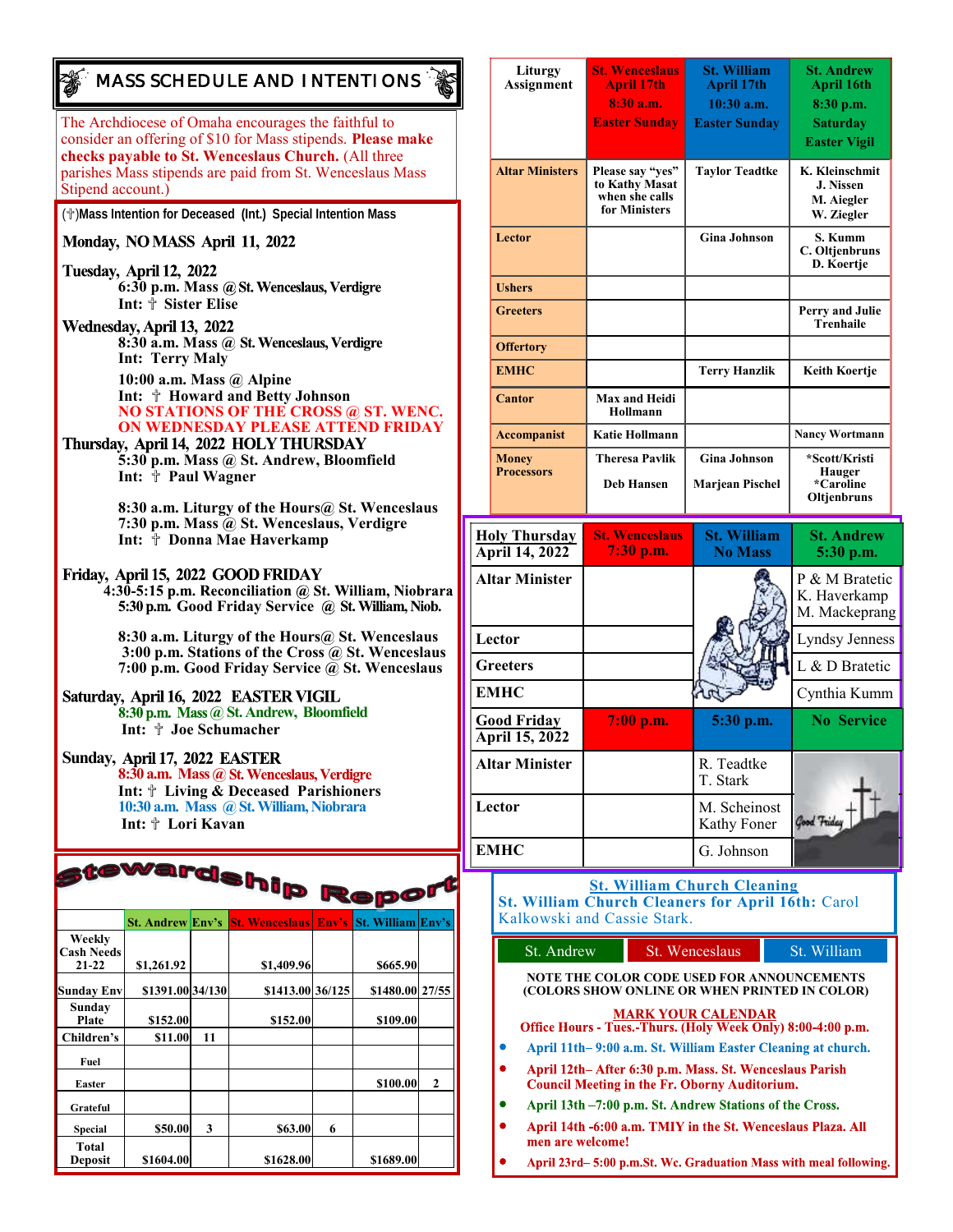# MASS SCHEDULE AND INTENTIONS

The Archdiocese of Omaha encourages the faithful to consider an offering of $10 for Mass stipends. **Please make checks payable to St. Wenceslaus Church.** (All three parishes Mass stipends are paid from St. Wenceslaus Mass Stipend account.)

(☦)Mass Intention for Deceased (Int.) Special Intention Mass

**Monday, NO MASS April 11, 2022**

**Tuesday, April 12, 2022**
6:30 p.m. Mass @ St. Wenceslaus, Verdigre
Int: ☦ Sister Elise

**Wednesday, April 13, 2022**
8:30 a.m. Mass @ St. Wenceslaus, Verdigre
Int: Terry Maly

10:00 a.m. Mass @ Alpine
Int: ☦ Howard and Betty Johnson
NO STATIONS OF THE CROSS @ ST. WENC. ON WEDNESDAY PLEASE ATTEND FRIDAY

**Thursday, April 14, 2022 HOLY THURSDAY**
5:30 p.m. Mass @ St. Andrew, Bloomfield
Int: ☦ Paul Wagner

8:30 a.m. Liturgy of the Hours@ St. Wenceslaus
7:30 p.m. Mass @ St. Wenceslaus, Verdigre
Int: ☦ Donna Mae Haverkamp

**Friday, April 15, 2022 GOOD FRIDAY**
4:30-5:15 p.m. Reconciliation @ St. William, Niobrara
5:30 p.m. Good Friday Service @ St. William, Niob.

8:30 a.m. Liturgy of the Hours@ St. Wenceslaus
3:00 p.m. Stations of the Cross @ St. Wenceslaus
7:00 p.m. Good Friday Service @ St. Wenceslaus

**Saturday, April 16, 2022 EASTER VIGIL**
8:30 p.m. Mass @ St. Andrew, Bloomfield
Int: ☦ Joe Schumacher

**Sunday, April 17, 2022 EASTER**
8:30 a.m. Mass @ St. Wenceslaus, Verdigre
Int: ☦ Living & Deceased Parishioners
10:30 a.m. Mass @ St. William, Niobrara
Int: ☦ Lori Kavan

# Stewardship Report

| | St. Andrew | Env's | St. Wenceslaus | Env's | St. William | Env's |
|---|---|---|---|---|---|---|
| Weekly Cash Needs 21-22 | $1,261.92 | | $1,409.96 | | $665.90 | |
| Sunday Env | $1391.00 | 34/130 | $1413.00 | 36/125 | $1480.00 | 27/55 |
| Sunday Plate | $152.00 | | $152.00 | | $109.00 | |
| Children's | $11.00 | 11 | | | | |
| Fuel | | | | | | |
| Easter | | | | | $100.00 | 2 |
| Grateful | | | | | | |
| Special | $50.00 | 3 | $63.00 | 6 | | |
| Total Deposit | $1604.00 | | $1628.00 | | $1689.00 | |

| Liturgy Assignment | St. Wenceslaus April 17th 8:30 a.m. Easter Sunday | St. William April 17th 10:30 a.m. Easter Sunday | St. Andrew April 16th 8:30 p.m. Saturday Easter Vigil |
|---|---|---|---|
| Altar Ministers | Please say "yes" to Kathy Masat when she calls for Ministers | Taylor Teadtke | K. Kleinschmit J. Nissen M. Aiegler W. Ziegler |
| Lector | | Gina Johnson | S. Kumm C. Oltjenbruns D. Koertje |
| Ushers | | | |
| Greeters | | | Perry and Julie Trenhaile |
| Offertory | | | |
| EMHC | | Terry Hanzlik | Keith Koertje |
| Cantor | Max and Heidi Hollmann | | |
| Accompanist | Katie Hollmann | | Nancy Wortmann |
| Money Processors | Theresa Pavlik<br>Deb Hansen | Gina Johnson<br>Marjean Pischel | *Scott/Kristi Hauger *Caroline Oltjenbruns |

| Holy Thursday April 14, 2022 | St. Wenceslaus 7:30 p.m. | St. William No Mass | St. Andrew 5:30 p.m. |
|---|---|---|---|
| Altar Minister | | | P & M Bratetic K. Haverkamp M. Mackeprang |
| Lector | | | Lyndsy Jenness |
| Greeters | | | L & D Bratetic |
| EMHC | | | Cynthia Kumm |

| Good Friday April 15, 2022 | 7:00 p.m. | 5:30 p.m. | No Service |
|---|---|---|---|
| Altar Minister | | R. Teadtke T. Stark | |
| Lector | | M. Scheinost Kathy Foner | |
| EMHC | | G. Johnson | |

Good Friday

## St. William Church Cleaning

**St. William Church Cleaners for April 16th:** Carol Kalkowski and Cassie Stark.

St. Andrew | St. Wenceslaus | St. William

**NOTE THE COLOR CODE USED FOR ANNOUNCEMENTS (COLORS SHOW ONLINE OR WHEN PRINTED IN COLOR)**

**MARK YOUR CALENDAR**
**Office Hours - Tues.-Thurs. (Holy Week Only) 8:00-4:00 p.m.**

- **April 11th– 9:00 a.m. St. William Easter Cleaning at church.**
- **April 12th– After 6:30 p.m. Mass. St. Wenceslaus Parish Council Meeting in the Fr. Oborny Auditorium.**
- **April 13th –7:00 p.m. St. Andrew Stations of the Cross.**
- **April 14th -6:00 a.m. TMIY in the St. Wenceslaus Plaza. All men are welcome!**
- **April 23rd– 5:00 p.m.St. Wc. Graduation Mass with meal following.**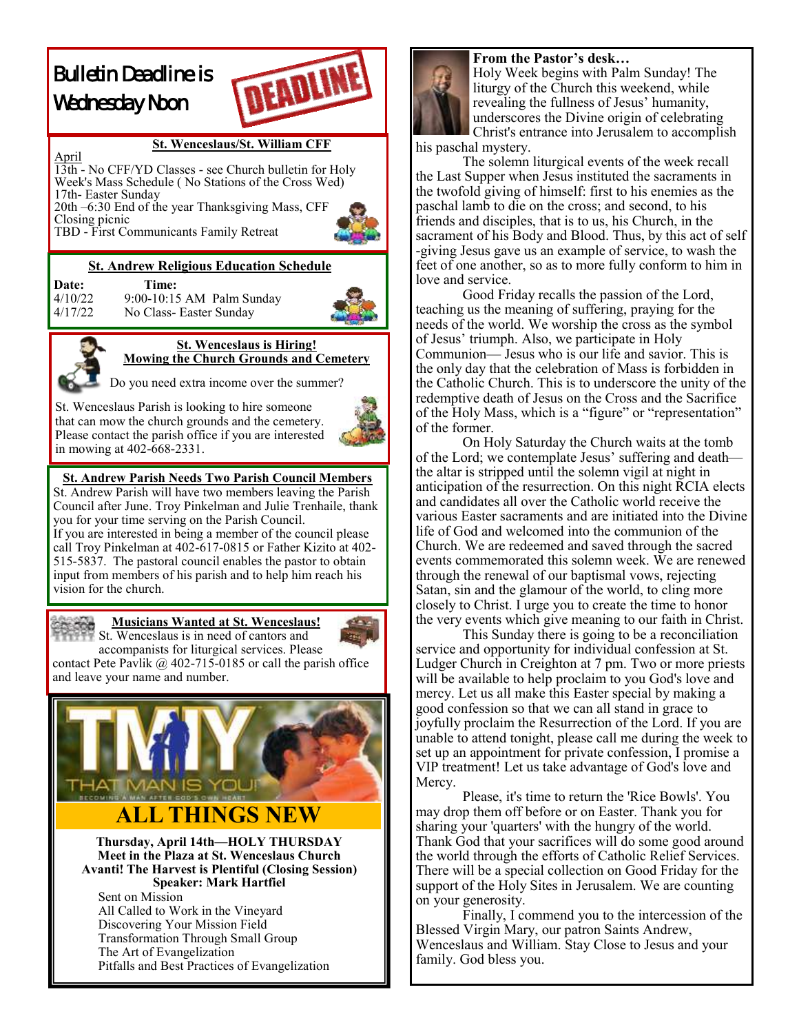# Bulletin Deadline is Wednesday Noon

## St. Wenceslaus/St. William CFF

April
13th - No CFF/YD Classes - see Church bulletin for Holy Week's Mass Schedule ( No Stations of the Cross Wed)
17th- Easter Sunday
20th –6:30 End of the year Thanksgiving Mass, CFF Closing picnic
TBD - First Communicants Family Retreat

## St. Andrew Religious Education Schedule

| Date: | Time: |
|---|---|
| 4/10/22 | 9:00-10:15 AM Palm Sunday |
| 4/17/22 | No Class- Easter Sunday |

## St. Wenceslaus is Hiring! Mowing the Church Grounds and Cemetery

Do you need extra income over the summer?

St. Wenceslaus Parish is looking to hire someone that can mow the church grounds and the cemetery. Please contact the parish office if you are interested in mowing at 402-668-2331.

## St. Andrew Parish Needs Two Parish Council Members

St. Andrew Parish will have two members leaving the Parish Council after June. Troy Pinkelman and Julie Trenhaile, thank you for your time serving on the Parish Council.
If you are interested in being a member of the council please call Troy Pinkelman at 402-617-0815 or Father Kizito at 402-515-5837. The pastoral council enables the pastor to obtain input from members of his parish and to help him reach his vision for the church.

## Musicians Wanted at St. Wenceslaus!

St. Wenceslaus is in need of cantors and accompanists for liturgical services. Please contact Pete Pavlik @ 402-715-0185 or call the parish office and leave your name and number.

## TMIY THAT MAN IS YOU!

BECOMING A MAN AFTER GOD'S OWN HEART

## ALL THINGS NEW

**Thursday, April 14th—HOLY THURSDAY**
**Meet in the Plaza at St. Wenceslaus Church**
**Avanti! The Harvest is Plentiful (Closing Session)**
**Speaker: Mark Hartfiel**

Sent on Mission
All Called to Work in the Vineyard
Discovering Your Mission Field
Transformation Through Small Group
The Art of Evangelization
Pitfalls and Best Practices of Evangelization

## From the Pastor's desk…

Holy Week begins with Palm Sunday! The liturgy of the Church this weekend, while revealing the fullness of Jesus' humanity, underscores the Divine origin of celebrating Christ's entrance into Jerusalem to accomplish his paschal mystery.

The solemn liturgical events of the week recall the Last Supper when Jesus instituted the sacraments in the twofold giving of himself: first to his enemies as the paschal lamb to die on the cross; and second, to his friends and disciples, that is to us, his Church, in the sacrament of his Body and Blood. Thus, by this act of self-giving Jesus gave us an example of service, to wash the feet of one another, so as to more fully conform to him in love and service.

Good Friday recalls the passion of the Lord, teaching us the meaning of suffering, praying for the needs of the world. We worship the cross as the symbol of Jesus' triumph. Also, we participate in Holy Communion— Jesus who is our life and savior. This is the only day that the celebration of Mass is forbidden in the Catholic Church. This is to underscore the unity of the redemptive death of Jesus on the Cross and the Sacrifice of the Holy Mass, which is a "figure" or "representation" of the former.

On Holy Saturday the Church waits at the tomb of the Lord; we contemplate Jesus' suffering and death—the altar is stripped until the solemn vigil at night in anticipation of the resurrection. On this night RCIA elects and candidates all over the Catholic world receive the various Easter sacraments and are initiated into the Divine life of God and welcomed into the communion of the Church. We are redeemed and saved through the sacred events commemorated this solemn week. We are renewed through the renewal of our baptismal vows, rejecting Satan, sin and the glamour of the world, to cling more closely to Christ. I urge you to create the time to honor the very events which give meaning to our faith in Christ.

This Sunday there is going to be a reconciliation service and opportunity for individual confession at St. Ludger Church in Creighton at 7 pm. Two or more priests will be available to help proclaim to you God's love and mercy. Let us all make this Easter special by making a good confession so that we can all stand in grace to joyfully proclaim the Resurrection of the Lord. If you are unable to attend tonight, please call me during the week to set up an appointment for private confession, I promise a VIP treatment! Let us take advantage of God's love and Mercy.

Please, it's time to return the 'Rice Bowls'. You may drop them off before or on Easter. Thank you for sharing your 'quarters' with the hungry of the world. Thank God that your sacrifices will do some good around the world through the efforts of Catholic Relief Services. There will be a special collection on Good Friday for the support of the Holy Sites in Jerusalem. We are counting on your generosity.

Finally, I commend you to the intercession of the Blessed Virgin Mary, our patron Saints Andrew, Wenceslaus and William. Stay Close to Jesus and your family. God bless you.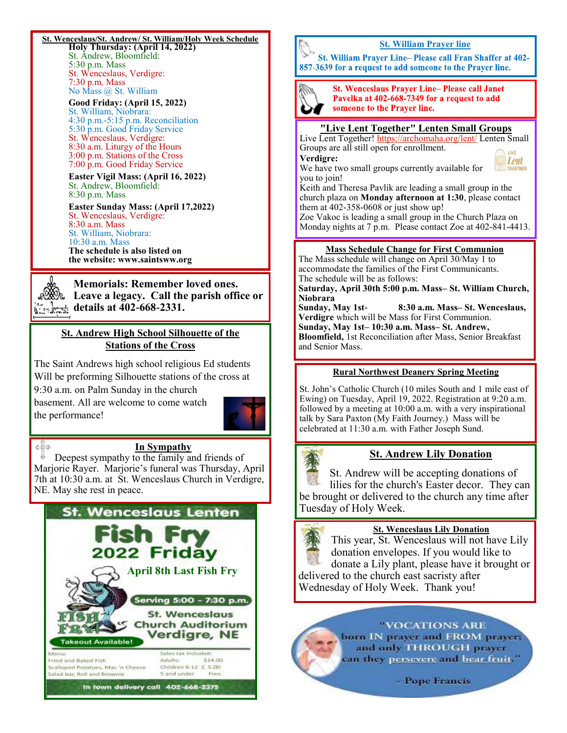**St. Wenceslaus/St. Andrew/ St. William/Holy Week Schedule**

**Holy Thursday: (April 14, 2022)**
St. Andrew, Bloomfield:
5:30 p.m. Mass
St. Wenceslaus, Verdigre:
7:30 p.m. Mass
No Mass @ St. William

**Good Friday: (April 15, 2022)**
St. William, Niobrara:
4:30 p.m.-5:15 p.m. Reconciliation
5:30 p.m. Good Friday Service
St. Wenceslaus, Verdigre:
8:30 a.m. Liturgy of the Hours
3:00 p.m. Stations of the Cross
7:00 p.m. Good Friday Service

**Easter Vigil Mass: (April 16, 2022)**
St. Andrew, Bloomfield:
8:30 p.m. Mass

**Easter Sunday Mass: (April 17,2022)**
St. Wenceslaus, Verdigre:
8:30 a.m. Mass
St. William, Niobrara:
10:30 a.m. Mass

**The schedule is also listed on the website: www.saintsww.org**

**Memorials: Remember loved ones. Leave a legacy. Call the parish office or details at 402-668-2331.**

## St. Andrew High School Silhouette of the Stations of the Cross

The Saint Andrews high school religious Ed students Will be preforming Silhouette stations of the cross at 9:30 a.m. on Palm Sunday in the church basement. All are welcome to come watch the performance!

## In Sympathy

Deepest sympathy to the family and friends of Marjorie Rayer. Marjorie's funeral was Thursday, April 7th at 10:30 a.m. at St. Wenceslaus Church in Verdigre, NE. May she rest in peace.

## St. Wenceslaus Lenten Fish Fry 2022 Friday

**April 8th Last Fish Fry**

Serving 5:00 - 7:30 p.m.
St. Wenceslaus Church Auditorium Verdigre, NE

Takeout Available!

Menu:
Fried and Baked Fish
Scalloped Potatoes, Mac 'n Cheese
Salad bar, Roll and Brownie

Sales tax included:
Adults: $14.00
Children 6-12 $ 5.00
5 and under Free

In town delivery call 402-668-2375

## St. William Prayer line

**St. William Prayer Line– Please call Fran Shaffer at 402-857-3639 for a request to add someone to the Prayer line.**

**St. Wenceslaus Prayer Line– Please call Janet Pavelka at 402-668-7349 for a request to add someone to the Prayer line.**

## "Live Lent Together" Lenten Small Groups

Live Lent Together! https://archomaha.org/lent/ Lenten Small Groups are all still open for enrollment.

**Verdigre:**
We have two small groups currently available for you to join!
Keith and Theresa Pavlik are leading a small group in the church plaza on **Monday afternoon at 1:30**, please contact them at 402-358-0608 or just show up!
Zoe Vakoc is leading a small group in the Church Plaza on Monday nights at 7 p.m. Please contact Zoe at 402-841-4413.

## Mass Schedule Change for First Communion

The Mass schedule will change on April 30/May 1 to accommodate the families of the First Communicants.
The schedule will be as follows:
**Saturday, April 30th 5:00 p.m. Mass– St. William Church, Niobrara**
**Sunday, May 1st- 8:30 a.m. Mass– St. Wenceslaus, Verdigre** which will be Mass for First Communion.
**Sunday, May 1st– 10:30 a.m. Mass– St. Andrew, Bloomfield,** 1st Reconciliation after Mass, Senior Breakfast and Senior Mass.

## Rural Northwest Deanery Spring Meeting

St. John's Catholic Church (10 miles South and 1 mile east of Ewing) on Tuesday, April 19, 2022. Registration at 9:20 a.m. followed by a meeting at 10:00 a.m. with a very inspirational talk by Sara Paxton (My Faith Journey.) Mass will be celebrated at 11:30 a.m. with Father Joseph Sund.

## St. Andrew Lily Donation

St. Andrew will be accepting donations of lilies for the church's Easter decor. They can be brought or delivered to the church any time after Tuesday of Holy Week.

## St. Wenceslaus Lily Donation

This year, St. Wenceslaus will not have Lily donation envelopes. If you would like to donate a Lily plant, please have it brought or delivered to the church east sacristy after Wednesday of Holy Week. Thank you!

"VOCATIONS ARE born IN prayer and FROM prayer; and only THROUGH prayer can they persevere and bear fruit."
– Pope Francis